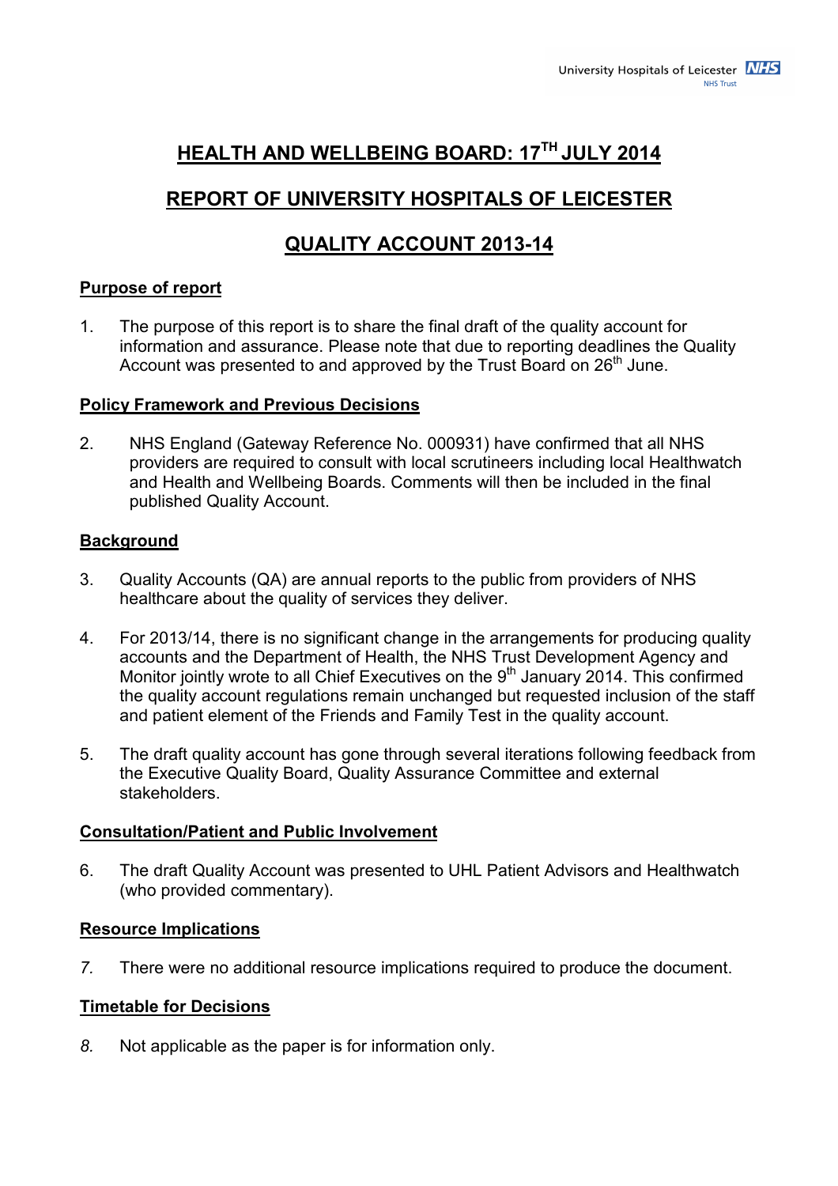University Hospitals of Leicester NHS Trust

# HEALTH AND WELLBEING BOARD: 17TH JULY 2014

# REPORT OF UNIVERSITY HOSPITALS OF LEICESTER

# QUALITY ACCOUNT 2013-14

## Purpose of report

1. The purpose of this report is to share the final draft of the quality account for information and assurance. Please note that due to reporting deadlines the Quality Account was presented to and approved by the Trust Board on 26th June.

## Policy Framework and Previous Decisions

2. NHS England (Gateway Reference No. 000931) have confirmed that all NHS providers are required to consult with local scrutineers including local Healthwatch and Health and Wellbeing Boards. Comments will then be included in the final published Quality Account.

## Background

3. Quality Accounts (QA) are annual reports to the public from providers of NHS healthcare about the quality of services they deliver.

4. For 2013/14, there is no significant change in the arrangements for producing quality accounts and the Department of Health, the NHS Trust Development Agency and Monitor jointly wrote to all Chief Executives on the 9th January 2014. This confirmed the quality account regulations remain unchanged but requested inclusion of the staff and patient element of the Friends and Family Test in the quality account.

5. The draft quality account has gone through several iterations following feedback from the Executive Quality Board, Quality Assurance Committee and external stakeholders.

## Consultation/Patient and Public Involvement

6. The draft Quality Account was presented to UHL Patient Advisors and Healthwatch (who provided commentary).

## Resource Implications

*7.* There were no additional resource implications required to produce the document.

## Timetable for Decisions

*8.* Not applicable as the paper is for information only.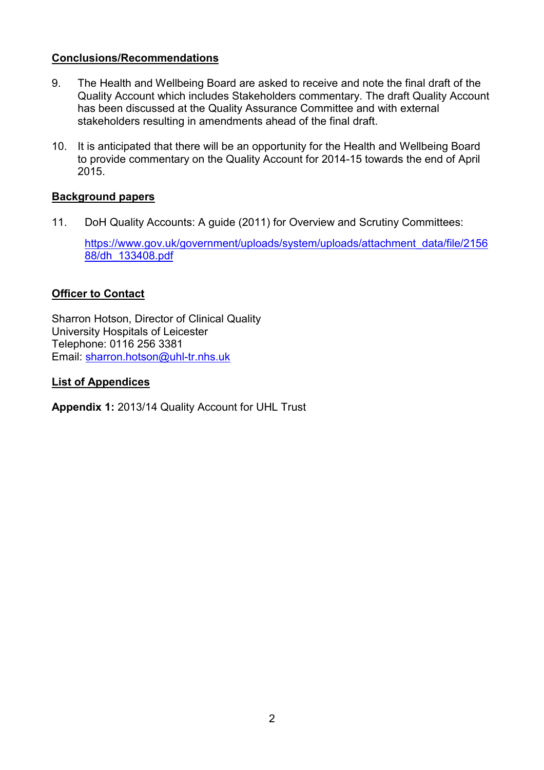## Conclusions/Recommendations

9. The Health and Wellbeing Board are asked to receive and note the final draft of the Quality Account which includes Stakeholders commentary. The draft Quality Account has been discussed at the Quality Assurance Committee and with external stakeholders resulting in amendments ahead of the final draft.

10. It is anticipated that there will be an opportunity for the Health and Wellbeing Board to provide commentary on the Quality Account for 2014-15 towards the end of April 2015.

## Background papers

11. DoH Quality Accounts: A guide (2011) for Overview and Scrutiny Committees:

    https://www.gov.uk/government/uploads/system/uploads/attachment_data/file/215688/dh_133408.pdf

## Officer to Contact

Sharron Hotson, Director of Clinical Quality
University Hospitals of Leicester
Telephone: 0116 256 3381
Email: sharron.hotson@uhl-tr.nhs.uk

## List of Appendices

**Appendix 1:** 2013/14 Quality Account for UHL Trust